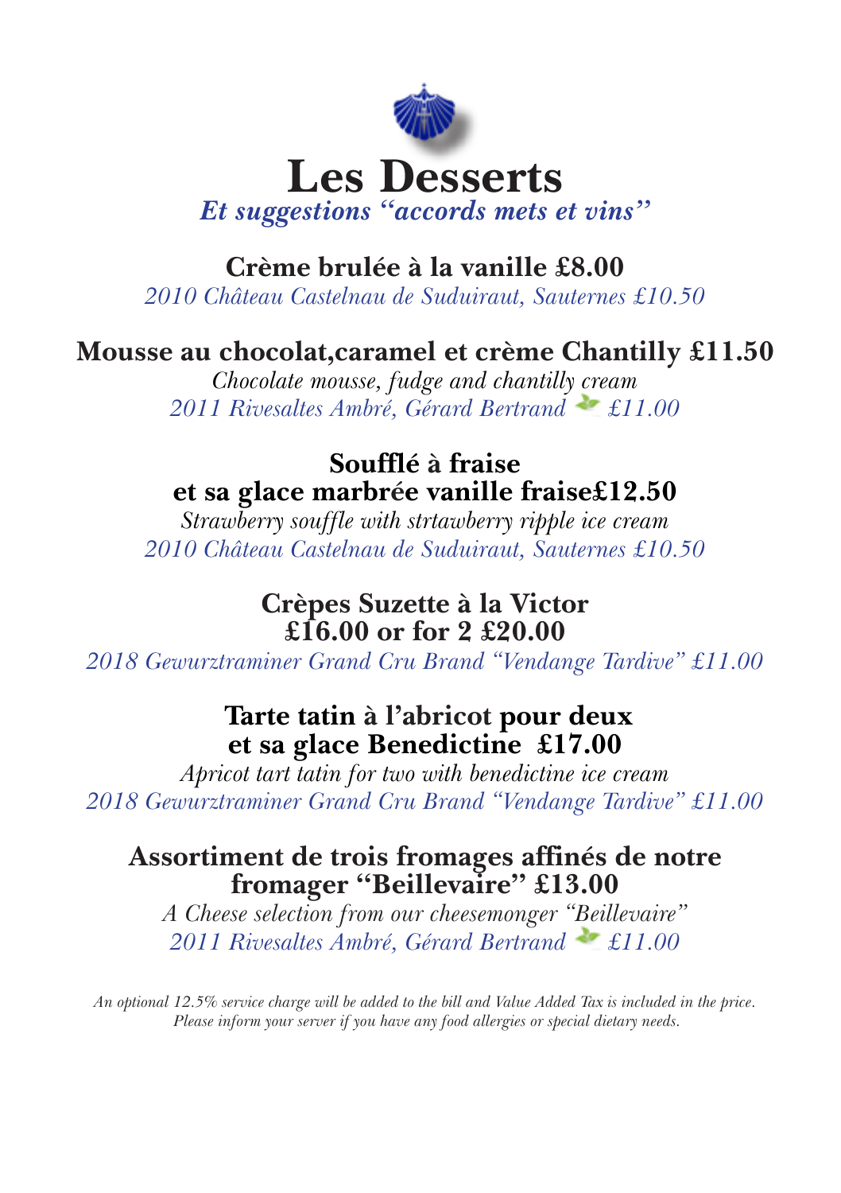# Les Desserts

***Et suggestions "accords mets et vins"***

**Crème brulée à la vanille £8.00**

*2010 Château Castelnau de Suduiraut, Sauternes £10.50*

**Mousse au chocolat,caramel et crème Chantilly £11.50**

*Chocolate mousse, fudge and chantilly cream*

*2011 Rivesaltes Ambré, Gérard Bertrand £11.00*

**Soufflé à fraise**
**et sa glace marbrée vanille fraise£12.50**

*Strawberry souffle with strtawberry ripple ice cream*

*2010 Château Castelnau de Suduiraut, Sauternes £10.50*

**Crèpes Suzette à la Victor**
**£16.00 or for 2 £20.00**

*2018 Gewurztraminer Grand Cru Brand "Vendange Tardive" £11.00*

**Tarte tatin à l'abricot pour deux**
**et sa glace Benedictine £17.00**

*Apricot tart tatin for two with benedictine ice cream*

*2018 Gewurztraminer Grand Cru Brand "Vendange Tardive" £11.00*

**Assortiment de trois fromages affinés de notre fromager "Beillevaire" £13.00**

*A Cheese selection from our cheesemonger "Beillevaire"*

*2011 Rivesaltes Ambré, Gérard Bertrand £11.00*

*An optional 12.5% service charge will be added to the bill and Value Added Tax is included in the price.*
*Please inform your server if you have any food allergies or special dietary needs.*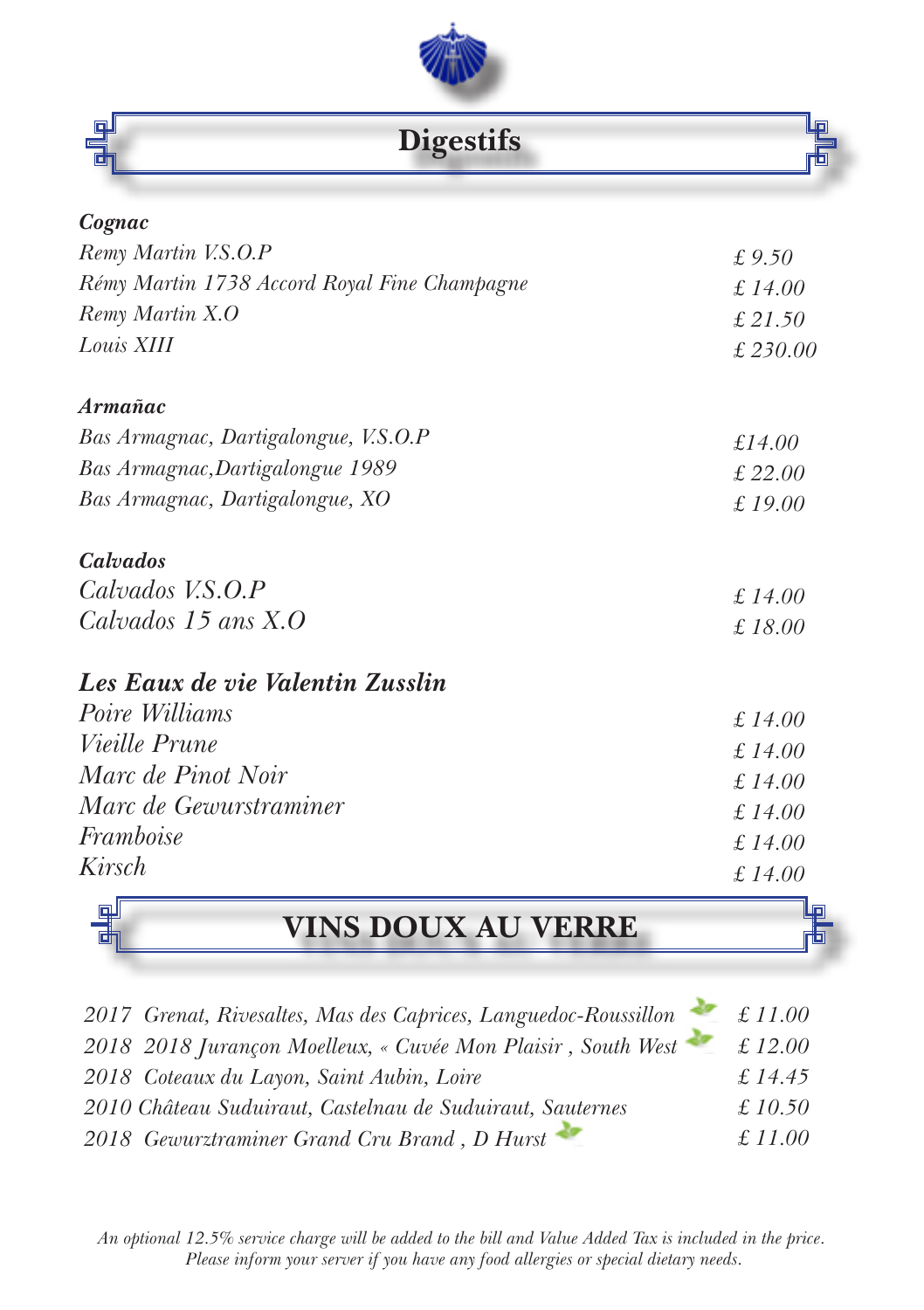# Digestifs

***Cognac***

| | |
|---|---|
| *Remy Martin V.S.O.P* | *£ 9.50* |
| *Rémy Martin 1738 Accord Royal Fine Champagne* | *£ 14.00* |
| *Remy Martin X.O* | *£ 21.50* |
| *Louis XIII* | *£ 230.00* |

***Armañac***

| | |
|---|---|
| *Bas Armagnac, Dartigalongue, V.S.O.P* | *£14.00* |
| *Bas Armagnac,Dartigalongue 1989* | *£ 22.00* |
| *Bas Armagnac, Dartigalongue, XO* | *£ 19.00* |

***Calvados***

| | |
|---|---|
| *Calvados V.S.O.P* | *£ 14.00* |
| *Calvados 15 ans X.O* | *£ 18.00* |

***Les Eaux de vie Valentin Zusslin***

| | |
|---|---|
| *Poire Williams* | *£ 14.00* |
| *Vieille Prune* | *£ 14.00* |
| *Marc de Pinot Noir* | *£ 14.00* |
| *Marc de Gewurstraminer* | *£ 14.00* |
| *Framboise* | *£ 14.00* |
| *Kirsch* | *£ 14.00* |

# VINS DOUX AU VERRE

| | |
|---|---|
| *2017 Grenat, Rivesaltes, Mas des Caprices, Languedoc-Roussillon* | *£ 11.00* |
| *2018 2018 Jurançon Moelleux, « Cuvée Mon Plaisir , South West* | *£ 12.00* |
| *2018 Coteaux du Layon, Saint Aubin, Loire* | *£ 14.45* |
| *2010 Château Suduiraut, Castelnau de Suduiraut, Sauternes* | *£ 10.50* |
| *2018 Gewurztraminer Grand Cru Brand , D Hurst* | *£ 11.00* |

*An optional 12.5% service charge will be added to the bill and Value Added Tax is included in the price.*
*Please inform your server if you have any food allergies or special dietary needs.*